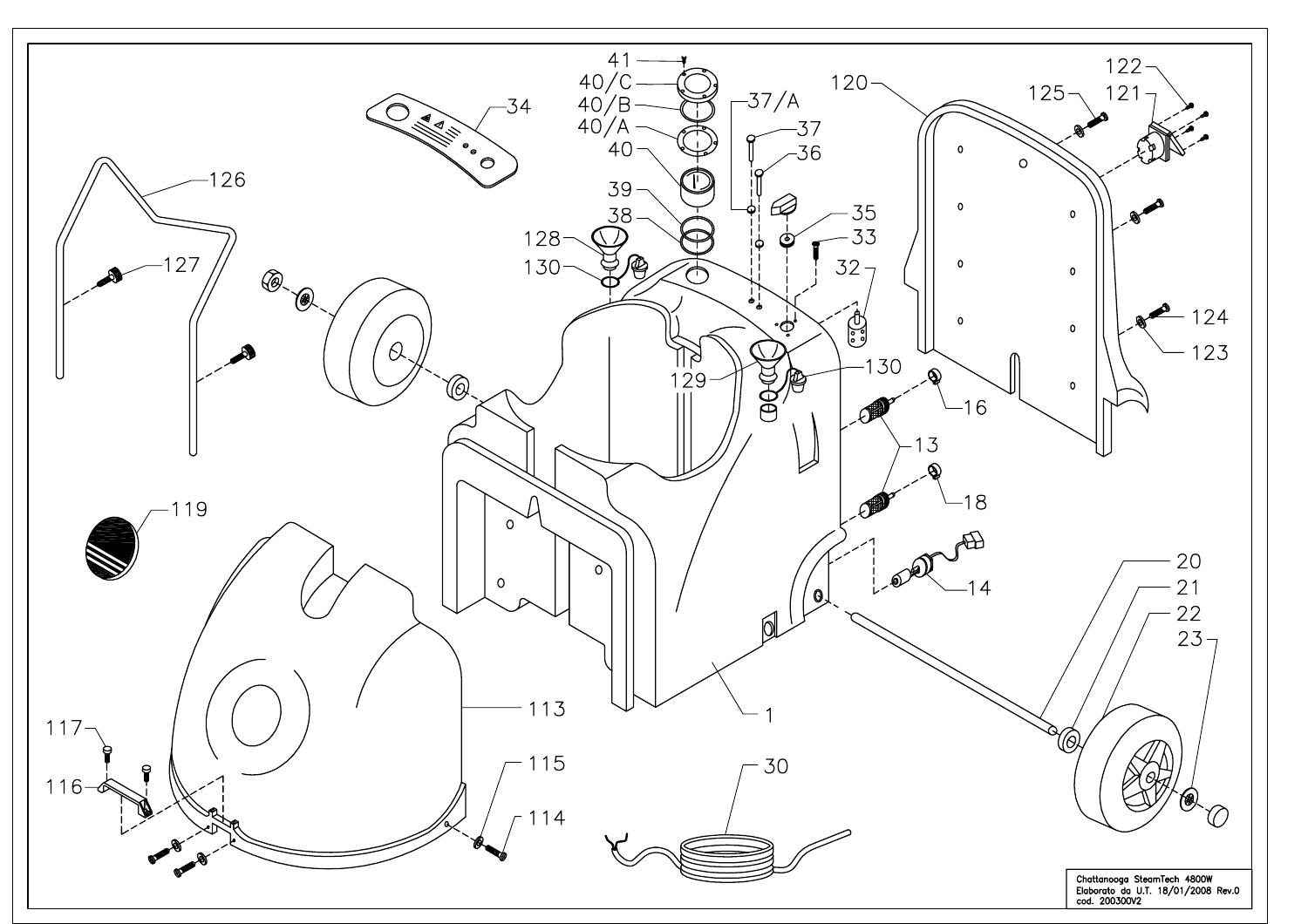41

40/C

40/B

40/A

40

39

38

37/A

37

36

35

33

32

34

126

127

128

130

129

130

120

125

122

121

124

123

16

13

18

14

119

113

1

20

21

22

23

117

116

115

114

30

Chattanooga SteamTech 4800W
Elaborato da U.T. 18/01/2008 Rev.0
cod. 200300V2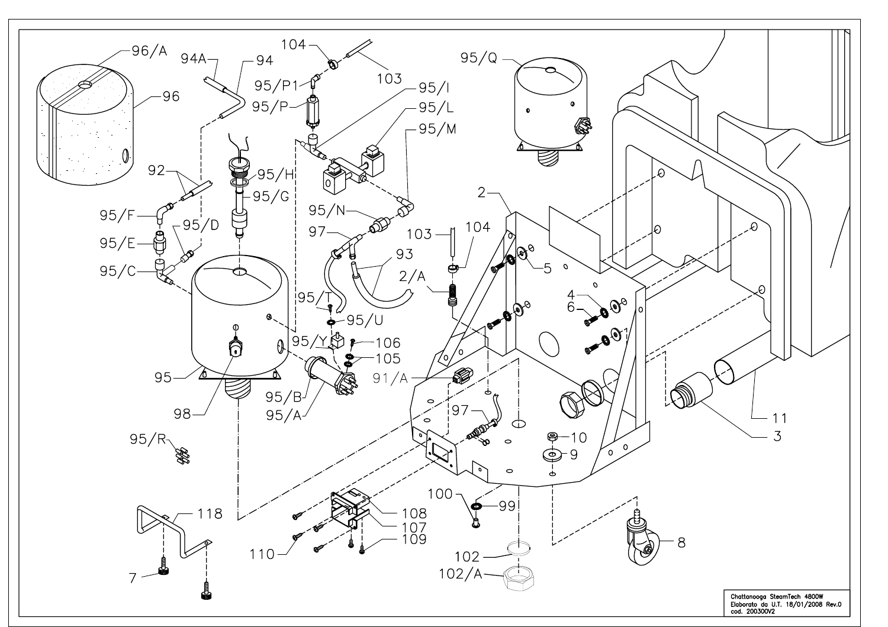96/A

94A

94

104

103

95/Q

95/P1

95/I

95/L

95/M

96

95/P

92

95/H

95/G

95/F

95/N

95/E

95/D

97

103

104

2

93

95/C

2/A

5

95/T

4

6

1

95/U

95/Y

106

105

95

95/B

91/A

11

95/A

98

97

10

3

95/R

9

100

99

118

108

107

8

110

109

102

7

102/A

Chattanooga SteamTech 4800W
Elaborato da U.T. 18/01/2008 Rev.0
cod. 200300V2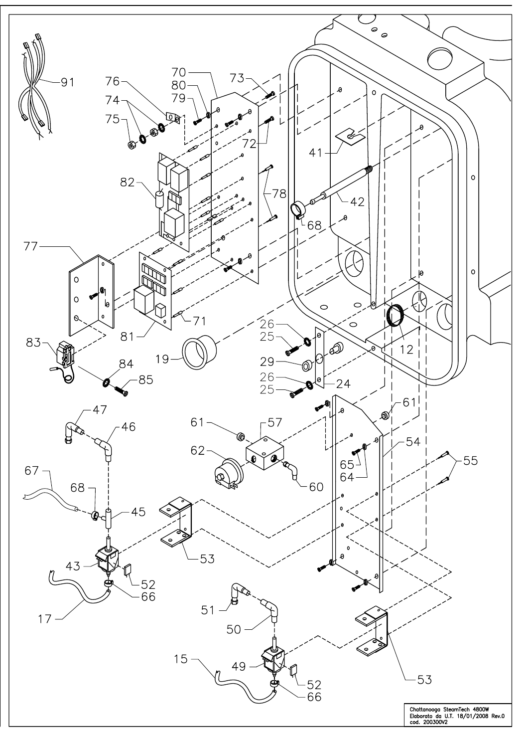Chattanooga SteamTech 4800W
Elaborato da U.T. 18/01/2008 Rev.0
cod. 200300V2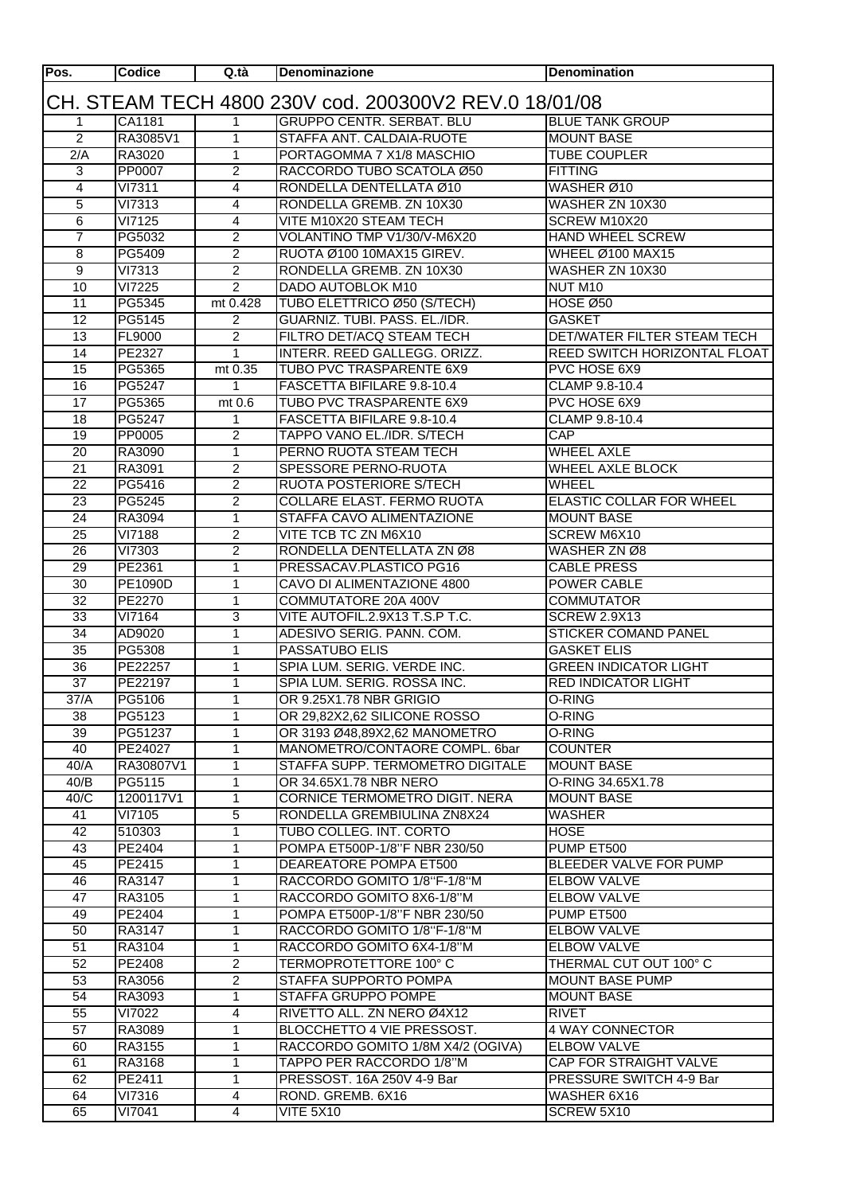| Pos. | Codice | Q.tà | Denominazione | Denomination |
|---|---|---|---|---|
| CH. STEAM TECH 4800 230V cod. 200300V2 REV.0 18/01/08 | | | | |
| 1 | CA1181 | 1 | GRUPPO CENTR. SERBAT. BLU | BLUE TANK GROUP |
| 2 | RA3085V1 | 1 | STAFFA ANT. CALDAIA-RUOTE | MOUNT BASE |
| 2/A | RA3020 | 1 | PORTAGOMMA 7 X1/8 MASCHIO | TUBE COUPLER |
| 3 | PP0007 | 2 | RACCORDO TUBO SCATOLA Ø50 | FITTING |
| 4 | VI7311 | 4 | RONDELLA DENTELLATA Ø10 | WASHER Ø10 |
| 5 | VI7313 | 4 | RONDELLA GREMB. ZN 10X30 | WASHER ZN 10X30 |
| 6 | VI7125 | 4 | VITE M10X20 STEAM TECH | SCREW M10X20 |
| 7 | PG5032 | 2 | VOLANTINO TMP V1/30/V-M6X20 | HAND WHEEL SCREW |
| 8 | PG5409 | 2 | RUOTA Ø100 10MAX15 GIREV. | WHEEL Ø100 MAX15 |
| 9 | VI7313 | 2 | RONDELLA GREMB. ZN 10X30 | WASHER ZN 10X30 |
| 10 | VI7225 | 2 | DADO AUTOBLOK M10 | NUT M10 |
| 11 | PG5345 | mt 0.428 | TUBO ELETTRICO Ø50 (S/TECH) | HOSE Ø50 |
| 12 | PG5145 | 2 | GUARNIZ. TUBI. PASS. EL./IDR. | GASKET |
| 13 | FL9000 | 2 | FILTRO DET/ACQ STEAM TECH | DET/WATER FILTER STEAM TECH |
| 14 | PE2327 | 1 | INTERR. REED GALLEGG. ORIZZ. | REED SWITCH HORIZONTAL FLOAT |
| 15 | PG5365 | mt 0.35 | TUBO PVC TRASPARENTE 6X9 | PVC HOSE 6X9 |
| 16 | PG5247 | 1 | FASCETTA BIFILARE 9.8-10.4 | CLAMP 9.8-10.4 |
| 17 | PG5365 | mt 0.6 | TUBO PVC TRASPARENTE 6X9 | PVC HOSE 6X9 |
| 18 | PG5247 | 1 | FASCETTA BIFILARE 9.8-10.4 | CLAMP 9.8-10.4 |
| 19 | PP0005 | 2 | TAPPO VANO EL./IDR. S/TECH | CAP |
| 20 | RA3090 | 1 | PERNO RUOTA STEAM TECH | WHEEL AXLE |
| 21 | RA3091 | 2 | SPESSORE PERNO-RUOTA | WHEEL AXLE BLOCK |
| 22 | PG5416 | 2 | RUOTA POSTERIORE S/TECH | WHEEL |
| 23 | PG5245 | 2 | COLLARE ELAST. FERMO RUOTA | ELASTIC COLLAR FOR WHEEL |
| 24 | RA3094 | 1 | STAFFA CAVO ALIMENTAZIONE | MOUNT BASE |
| 25 | VI7188 | 2 | VITE TCB TC ZN M6X10 | SCREW M6X10 |
| 26 | VI7303 | 2 | RONDELLA DENTELLATA ZN Ø8 | WASHER ZN Ø8 |
| 29 | PE2361 | 1 | PRESSACAV.PLASTICO PG16 | CABLE PRESS |
| 30 | PE1090D | 1 | CAVO DI ALIMENTAZIONE 4800 | POWER CABLE |
| 32 | PE2270 | 1 | COMMUTATORE 20A 400V | COMMUTATOR |
| 33 | VI7164 | 3 | VITE AUTOFIL.2.9X13 T.S.P T.C. | SCREW 2.9X13 |
| 34 | AD9020 | 1 | ADESIVO SERIG. PANN. COM. | STICKER COMAND PANEL |
| 35 | PG5308 | 1 | PASSATUBO ELIS | GASKET ELIS |
| 36 | PE22257 | 1 | SPIA LUM. SERIG. VERDE INC. | GREEN INDICATOR LIGHT |
| 37 | PE22197 | 1 | SPIA LUM. SERIG. ROSSA INC. | RED INDICATOR LIGHT |
| 37/A | PG5106 | 1 | OR 9.25X1.78 NBR GRIGIO | O-RING |
| 38 | PG5123 | 1 | OR 29,82X2,62 SILICONE ROSSO | O-RING |
| 39 | PG51237 | 1 | OR 3193 Ø48,89X2,62 MANOMETRO | O-RING |
| 40 | PE24027 | 1 | MANOMETRO/CONTAORE COMPL. 6bar | COUNTER |
| 40/A | RA30807V1 | 1 | STAFFA SUPP. TERMOMETRO DIGITALE | MOUNT BASE |
| 40/B | PG5115 | 1 | OR 34.65X1.78 NBR NERO | O-RING 34.65X1.78 |
| 40/C | 1200117V1 | 1 | CORNICE TERMOMETRO DIGIT. NERA | MOUNT BASE |
| 41 | VI7105 | 5 | RONDELLA GREMBIULINA ZN8X24 | WASHER |
| 42 | 510303 | 1 | TUBO COLLEG. INT. CORTO | HOSE |
| 43 | PE2404 | 1 | POMPA ET500P-1/8"F NBR 230/50 | PUMP ET500 |
| 45 | PE2415 | 1 | DEAREATORE POMPA ET500 | BLEEDER VALVE FOR PUMP |
| 46 | RA3147 | 1 | RACCORDO GOMITO 1/8"F-1/8"M | ELBOW VALVE |
| 47 | RA3105 | 1 | RACCORDO GOMITO 8X6-1/8"M | ELBOW VALVE |
| 49 | PE2404 | 1 | POMPA ET500P-1/8"F NBR 230/50 | PUMP ET500 |
| 50 | RA3147 | 1 | RACCORDO GOMITO 1/8"F-1/8"M | ELBOW VALVE |
| 51 | RA3104 | 1 | RACCORDO GOMITO 6X4-1/8"M | ELBOW VALVE |
| 52 | PE2408 | 2 | TERMOPROTETTORE 100° C | THERMAL CUT OUT 100° C |
| 53 | RA3056 | 2 | STAFFA SUPPORTO POMPA | MOUNT BASE PUMP |
| 54 | RA3093 | 1 | STAFFA GRUPPO POMPE | MOUNT BASE |
| 55 | VI7022 | 4 | RIVETTO ALL. ZN NERO Ø4X12 | RIVET |
| 57 | RA3089 | 1 | BLOCCHETTO 4 VIE PRESSOST. | 4 WAY CONNECTOR |
| 60 | RA3155 | 1 | RACCORDO GOMITO 1/8M X4/2 (OGIVA) | ELBOW VALVE |
| 61 | RA3168 | 1 | TAPPO PER RACCORDO 1/8"M | CAP FOR STRAIGHT VALVE |
| 62 | PE2411 | 1 | PRESSOST. 16A 250V 4-9 Bar | PRESSURE SWITCH 4-9 Bar |
| 64 | VI7316 | 4 | ROND. GREMB. 6X16 | WASHER 6X16 |
| 65 | VI7041 | 4 | VITE 5X10 | SCREW 5X10 |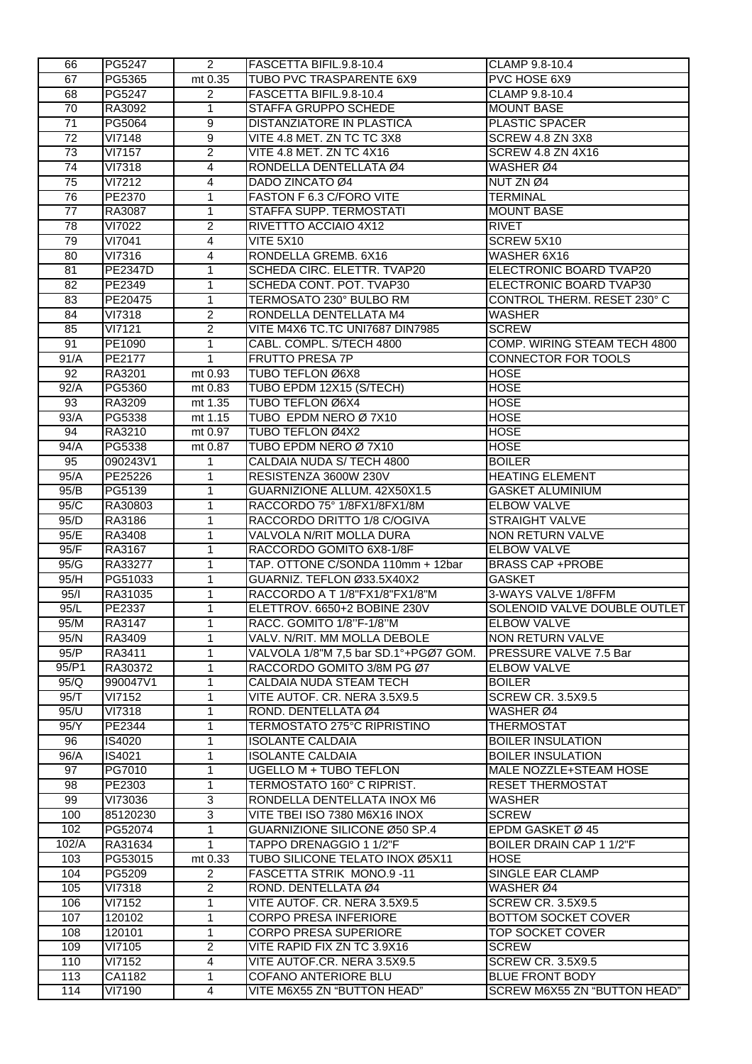| 66 | PG5247 | 2 | FASCETTA BIFIL.9.8-10.4 | CLAMP 9.8-10.4 |
|---|---|---|---|---|
| 67 | PG5365 | mt 0.35 | TUBO PVC TRASPARENTE 6X9 | PVC HOSE 6X9 |
| 68 | PG5247 | 2 | FASCETTA BIFIL.9.8-10.4 | CLAMP 9.8-10.4 |
| 70 | RA3092 | 1 | STAFFA GRUPPO SCHEDE | MOUNT BASE |
| 71 | PG5064 | 9 | DISTANZIATORE IN PLASTICA | PLASTIC SPACER |
| 72 | VI7148 | 9 | VITE 4.8 MET. ZN TC TC 3X8 | SCREW 4.8 ZN 3X8 |
| 73 | VI7157 | 2 | VITE 4.8 MET. ZN TC 4X16 | SCREW 4.8 ZN 4X16 |
| 74 | VI7318 | 4 | RONDELLA DENTELLATA Ø4 | WASHER Ø4 |
| 75 | VI7212 | 4 | DADO ZINCATO Ø4 | NUT ZN Ø4 |
| 76 | PE2370 | 1 | FASTON F 6.3 C/FORO VITE | TERMINAL |
| 77 | RA3087 | 1 | STAFFA SUPP. TERMOSTATI | MOUNT BASE |
| 78 | VI7022 | 2 | RIVETTO ACCIAIO 4X12 | RIVET |
| 79 | VI7041 | 4 | VITE 5X10 | SCREW 5X10 |
| 80 | VI7316 | 4 | RONDELLA GREMB. 6X16 | WASHER 6X16 |
| 81 | PE2347D | 1 | SCHEDA CIRC. ELETTR. TVAP20 | ELECTRONIC BOARD TVAP20 |
| 82 | PE2349 | 1 | SCHEDA CONT. POT. TVAP30 | ELECTRONIC BOARD TVAP30 |
| 83 | PE20475 | 1 | TERMOSATO 230° BULBO RM | CONTROL THERM. RESET 230° C |
| 84 | VI7318 | 2 | RONDELLA DENTELLATA M4 | WASHER |
| 85 | VI7121 | 2 | VITE M4X6 TC.TC UNI7687 DIN7985 | SCREW |
| 91 | PE1090 | 1 | CABL. COMPL. S/TECH 4800 | COMP. WIRING STEAM TECH 4800 |
| 91/A | PE2177 | 1 | FRUTTO PRESA 7P | CONNECTOR FOR TOOLS |
| 92 | RA3201 | mt 0.93 | TUBO TEFLON Ø6X8 | HOSE |
| 92/A | PG5360 | mt 0.83 | TUBO EPDM 12X15 (S/TECH) | HOSE |
| 93 | RA3209 | mt 1.35 | TUBO TEFLON Ø6X4 | HOSE |
| 93/A | PG5338 | mt 1.15 | TUBO EPDM NERO Ø 7X10 | HOSE |
| 94 | RA3210 | mt 0.97 | TUBO TEFLON Ø4X2 | HOSE |
| 94/A | PG5338 | mt 0.87 | TUBO EPDM NERO Ø 7X10 | HOSE |
| 95 | 090243V1 | 1 | CALDAIA NUDA S/ TECH 4800 | BOILER |
| 95/A | PE25226 | 1 | RESISTENZA 3600W 230V | HEATING ELEMENT |
| 95/B | PG5139 | 1 | GUARNIZIONE ALLUM. 42X50X1.5 | GASKET ALUMINIUM |
| 95/C | RA30803 | 1 | RACCORDO 75° 1/8FX1/8FX1/8M | ELBOW VALVE |
| 95/D | RA3186 | 1 | RACCORDO DRITTO 1/8 C/OGIVA | STRAIGHT VALVE |
| 95/E | RA3408 | 1 | VALVOLA N/RIT MOLLA DURA | NON RETURN VALVE |
| 95/F | RA3167 | 1 | RACCORDO GOMITO 6X8-1/8F | ELBOW VALVE |
| 95/G | RA33277 | 1 | TAP. OTTONE C/SONDA 110mm + 12bar | BRASS CAP +PROBE |
| 95/H | PG51033 | 1 | GUARNIZ. TEFLON Ø33.5X40X2 | GASKET |
| 95/I | RA31035 | 1 | RACCORDO A T 1/8"FX1/8"FX1/8"M | 3-WAYS VALVE 1/8FFM |
| 95/L | PE2337 | 1 | ELETTROV. 6650+2 BOBINE 230V | SOLENOID VALVE DOUBLE OUTLET |
| 95/M | RA3147 | 1 | RACC. GOMITO 1/8"F-1/8"M | ELBOW VALVE |
| 95/N | RA3409 | 1 | VALV. N/RIT. MM MOLLA DEBOLE | NON RETURN VALVE |
| 95/P | RA3411 | 1 | VALVOLA 1/8"M 7,5 bar SD.1°+PGØ7 GOM. | PRESSURE VALVE 7.5 Bar |
| 95/P1 | RA30372 | 1 | RACCORDO GOMITO 3/8M PG Ø7 | ELBOW VALVE |
| 95/Q | 990047V1 | 1 | CALDAIA NUDA STEAM TECH | BOILER |
| 95/T | VI7152 | 1 | VITE AUTOF. CR. NERA 3.5X9.5 | SCREW CR. 3.5X9.5 |
| 95/U | VI7318 | 1 | ROND. DENTELLATA Ø4 | WASHER Ø4 |
| 95/Y | PE2344 | 1 | TERMOSTATO 275°C RIPRISTINO | THERMOSTAT |
| 96 | IS4020 | 1 | ISOLANTE CALDAIA | BOILER INSULATION |
| 96/A | IS4021 | 1 | ISOLANTE CALDAIA | BOILER INSULATION |
| 97 | PG7010 | 1 | UGELLO M + TUBO TEFLON | MALE NOZZLE+STEAM HOSE |
| 98 | PE2303 | 1 | TERMOSTATO 160° C RIPRIST. | RESET THERMOSTAT |
| 99 | VI73036 | 3 | RONDELLA DENTELLATA INOX M6 | WASHER |
| 100 | 85120230 | 3 | VITE TBEI ISO 7380 M6X16 INOX | SCREW |
| 102 | PG52074 | 1 | GUARNIZIONE SILICONE Ø50 SP.4 | EPDM GASKET Ø 45 |
| 102/A | RA31634 | 1 | TAPPO DRENAGGIO 1 1/2"F | BOILER DRAIN CAP 1 1/2"F |
| 103 | PG53015 | mt 0.33 | TUBO SILICONE TELATO INOX Ø5X11 | HOSE |
| 104 | PG5209 | 2 | FASCETTA STRIK MONO.9 -11 | SINGLE EAR CLAMP |
| 105 | VI7318 | 2 | ROND. DENTELLATA Ø4 | WASHER Ø4 |
| 106 | VI7152 | 1 | VITE AUTOF. CR. NERA 3.5X9.5 | SCREW CR. 3.5X9.5 |
| 107 | 120102 | 1 | CORPO PRESA INFERIORE | BOTTOM SOCKET COVER |
| 108 | 120101 | 1 | CORPO PRESA SUPERIORE | TOP SOCKET COVER |
| 109 | VI7105 | 2 | VITE RAPID FIX ZN TC 3.9X16 | SCREW |
| 110 | VI7152 | 4 | VITE AUTOF.CR. NERA 3.5X9.5 | SCREW CR. 3.5X9.5 |
| 113 | CA1182 | 1 | COFANO ANTERIORE BLU | BLUE FRONT BODY |
| 114 | VI7190 | 4 | VITE M6X55 ZN "BUTTON HEAD" | SCREW M6X55 ZN "BUTTON HEAD" |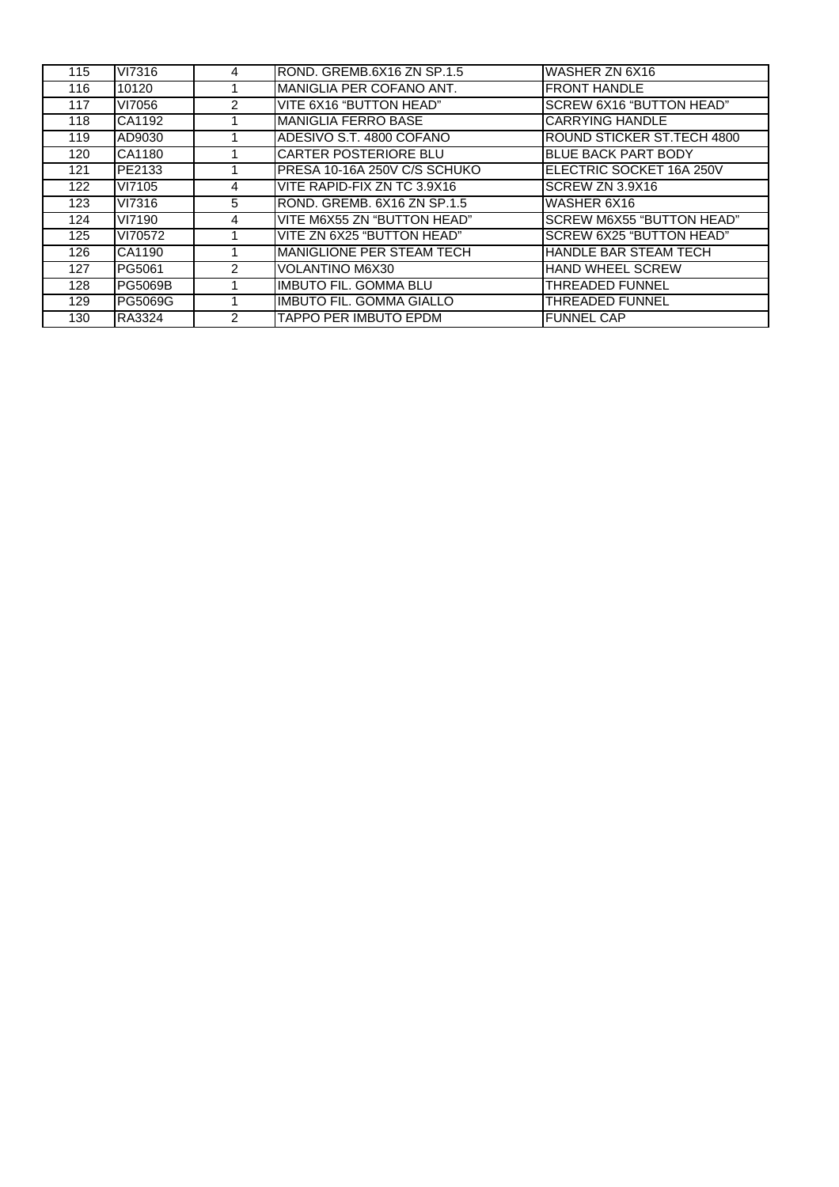| | | | | |
|---|---|---|---|---|
| 115 | VI7316 | 4 | ROND. GREMB.6X16 ZN SP.1.5 | WASHER ZN 6X16 |
| 116 | 10120 | 1 | MANIGLIA PER COFANO ANT. | FRONT HANDLE |
| 117 | VI7056 | 2 | VITE 6X16 “BUTTON HEAD” | SCREW 6X16 “BUTTON HEAD” |
| 118 | CA1192 | 1 | MANIGLIA FERRO BASE | CARRYING HANDLE |
| 119 | AD9030 | 1 | ADESIVO S.T. 4800 COFANO | ROUND STICKER ST.TECH 4800 |
| 120 | CA1180 | 1 | CARTER POSTERIORE BLU | BLUE BACK PART BODY |
| 121 | PE2133 | 1 | PRESA 10-16A 250V C/S SCHUKO | ELECTRIC SOCKET 16A 250V |
| 122 | VI7105 | 4 | VITE RAPID-FIX ZN TC 3.9X16 | SCREW ZN 3.9X16 |
| 123 | VI7316 | 5 | ROND. GREMB. 6X16 ZN SP.1.5 | WASHER 6X16 |
| 124 | VI7190 | 4 | VITE M6X55 ZN “BUTTON HEAD” | SCREW M6X55 “BUTTON HEAD” |
| 125 | VI70572 | 1 | VITE ZN 6X25 “BUTTON HEAD” | SCREW 6X25 “BUTTON HEAD” |
| 126 | CA1190 | 1 | MANIGLIONE PER STEAM TECH | HANDLE BAR STEAM TECH |
| 127 | PG5061 | 2 | VOLANTINO M6X30 | HAND WHEEL SCREW |
| 128 | PG5069B | 1 | IMBUTO FIL. GOMMA BLU | THREADED FUNNEL |
| 129 | PG5069G | 1 | IMBUTO FIL. GOMMA GIALLO | THREADED FUNNEL |
| 130 | RA3324 | 2 | TAPPO PER IMBUTO EPDM | FUNNEL CAP |